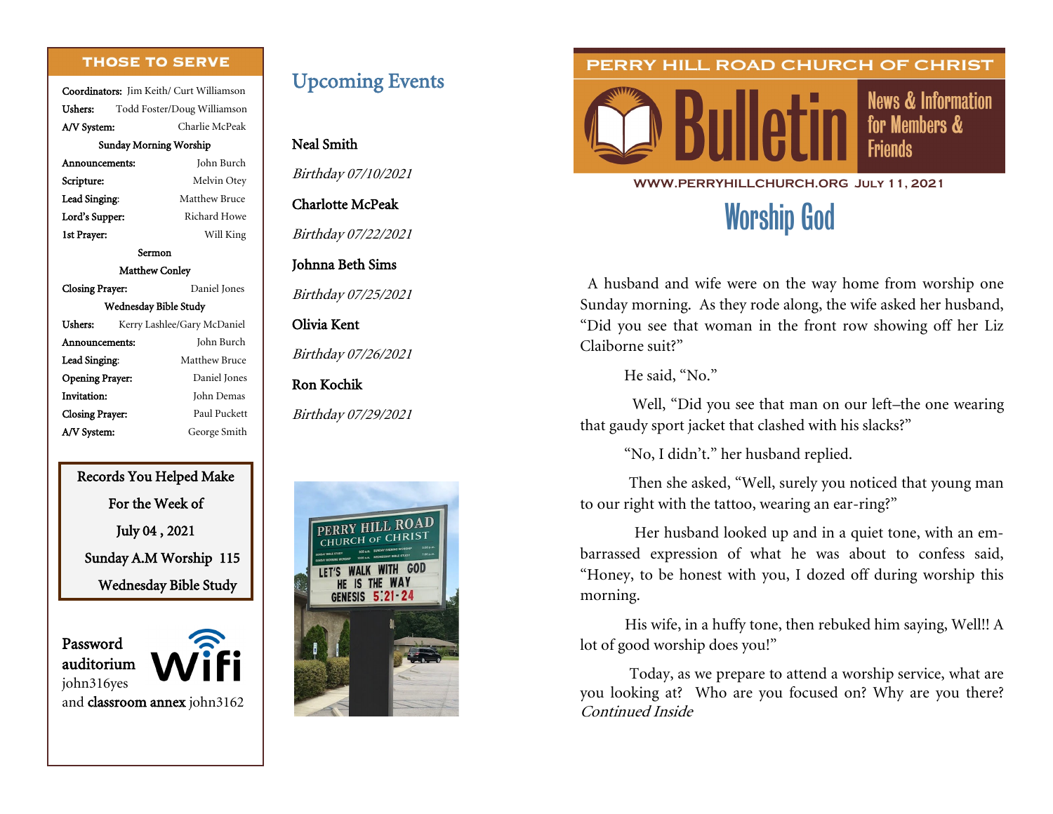## THOSE TO SERVE

**Coordinators:** Jim Keith/ Curt Williamson
**Ushers:** Todd Foster/Doug Williamson
**A/V System:** Charlie McPeak

**Sunday Morning Worship**

| | |
|---|---|
| **Announcements:** | John Burch |
| **Scripture:** | Melvin Otey |
| **Lead Singing:** | Matthew Bruce |
| **Lord's Supper:** | Richard Howe |
| **1st Prayer:** | Will King |

**Sermon**
Matthew Conley

| | |
|---|---|
| **Closing Prayer:** | Daniel Jones |

**Wednesday Bible Study**

| | |
|---|---|
| **Ushers:** | Kerry Lashlee/Gary McDaniel |
| **Announcements:** | John Burch |
| **Lead Singing:** | Matthew Bruce |
| **Opening Prayer:** | Daniel Jones |
| **Invitation:** | John Demas |
| **Closing Prayer:** | Paul Puckett |
| **A/V System:** | George Smith |

**Records You Helped Make**
**For the Week of**
**July 04 , 2021**
**Sunday A.M Worship 115**
**Wednesday Bible Study**

**Password**
**auditorium** john316yes
and **classroom annex** john3162

## Upcoming Events

**Neal Smith**
*Birthday 07/10/2021*

**Charlotte McPeak**
*Birthday 07/22/2021*

**Johnna Beth Sims**
*Birthday 07/25/2021*

**Olivia Kent**
*Birthday 07/26/2021*

**Ron Kochik**
*Birthday 07/29/2021*

# PERRY HILL ROAD CHURCH OF CHRIST Bulletin

News & Information for Members & Friends

WWW.PERRYHILLCHURCH.ORG July 11, 2021

## Worship God

A husband and wife were on the way home from worship one Sunday morning. As they rode along, the wife asked her husband, "Did you see that woman in the front row showing off her Liz Claiborne suit?"

He said, "No."

Well, "Did you see that man on our left–the one wearing that gaudy sport jacket that clashed with his slacks?"

"No, I didn't." her husband replied.

Then she asked, "Well, surely you noticed that young man to our right with the tattoo, wearing an ear-ring?"

Her husband looked up and in a quiet tone, with an embarrassed expression of what he was about to confess said, "Honey, to be honest with you, I dozed off during worship this morning.

His wife, in a huffy tone, then rebuked him saying, Well!! A lot of good worship does you!"

Today, as we prepare to attend a worship service, what are you looking at? Who are you focused on? Why are you there? *Continued Inside*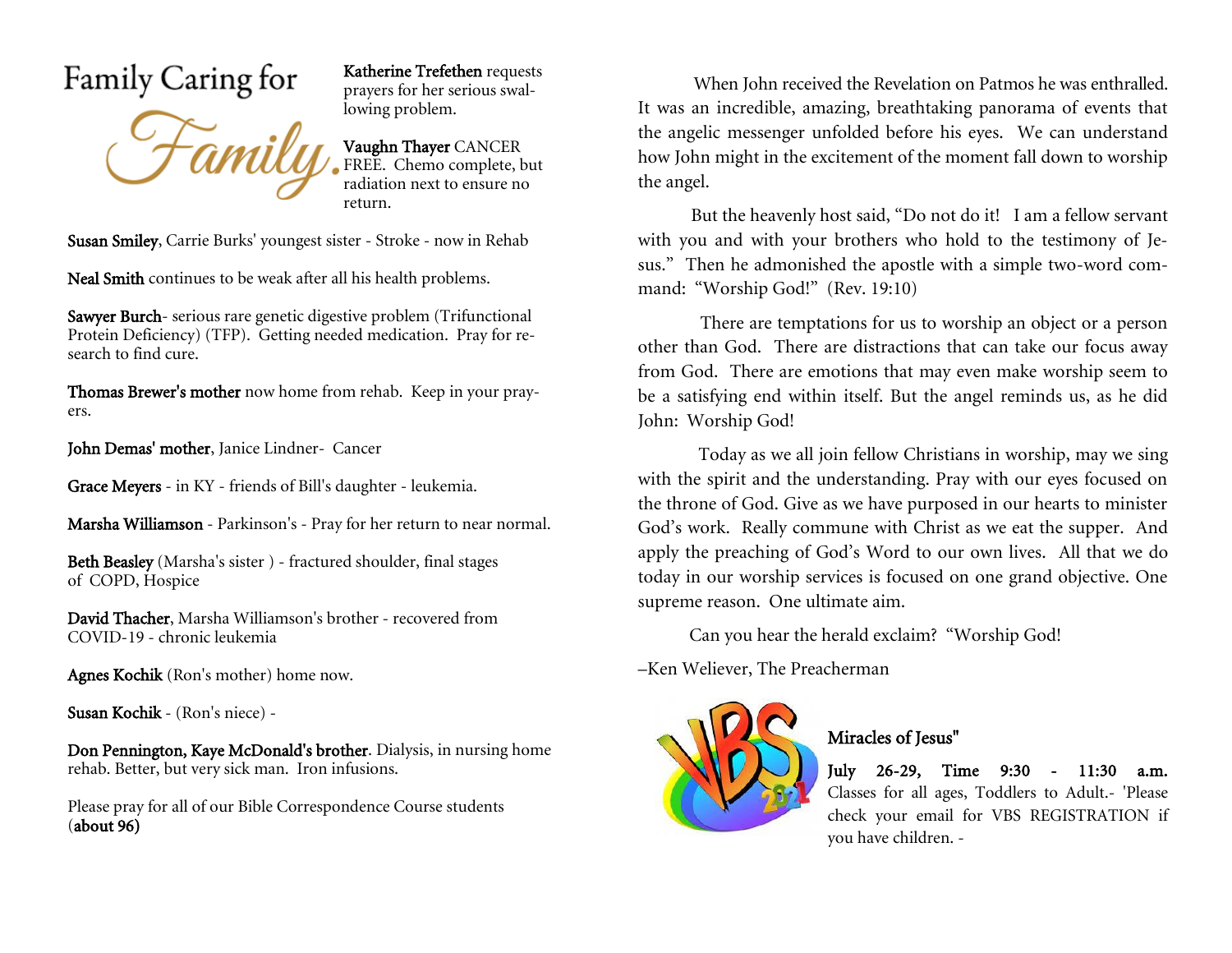# Family Caring for Family.

**Katherine Trefethen** requests prayers for her serious swallowing problem.

**Vaughn Thayer** CANCER FREE. Chemo complete, but radiation next to ensure no return.

**Susan Smiley**, Carrie Burks' youngest sister - Stroke - now in Rehab

**Neal Smith** continues to be weak after all his health problems.

**Sawyer Burch**- serious rare genetic digestive problem (Trifunctional Protein Deficiency) (TFP). Getting needed medication. Pray for research to find cure.

**Thomas Brewer's mother** now home from rehab. Keep in your prayers.

**John Demas' mother**, Janice Lindner- Cancer

**Grace Meyers** - in KY - friends of Bill's daughter - leukemia.

**Marsha Williamson** - Parkinson's - Pray for her return to near normal.

**Beth Beasley** (Marsha's sister ) - fractured shoulder, final stages of COPD, Hospice

**David Thacher**, Marsha Williamson's brother - recovered from COVID-19 - chronic leukemia

**Agnes Kochik** (Ron's mother) home now.

**Susan Kochik** - (Ron's niece) -

**Don Pennington, Kaye McDonald's brother**. Dialysis, in nursing home rehab. Better, but very sick man. Iron infusions.

Please pray for all of our Bible Correspondence Course students (**about 96**)

When John received the Revelation on Patmos he was enthralled. It was an incredible, amazing, breathtaking panorama of events that the angelic messenger unfolded before his eyes. We can understand how John might in the excitement of the moment fall down to worship the angel.

But the heavenly host said, "Do not do it! I am a fellow servant with you and with your brothers who hold to the testimony of Jesus." Then he admonished the apostle with a simple two-word command: "Worship God!" (Rev. 19:10)

There are temptations for us to worship an object or a person other than God. There are distractions that can take our focus away from God. There are emotions that may even make worship seem to be a satisfying end within itself. But the angel reminds us, as he did John: Worship God!

Today as we all join fellow Christians in worship, may we sing with the spirit and the understanding. Pray with our eyes focused on the throne of God. Give as we have purposed in our hearts to minister God's work. Really commune with Christ as we eat the supper. And apply the preaching of God's Word to our own lives. All that we do today in our worship services is focused on one grand objective. One supreme reason. One ultimate aim.

Can you hear the herald exclaim? "Worship God!

–Ken Weliever, The Preacherman

VBS 2021

**Miracles of Jesus"**

**July 26-29, Time 9:30 - 11:30 a.m.** Classes for all ages, Toddlers to Adult.- 'Please check your email for VBS REGISTRATION if you have children. -